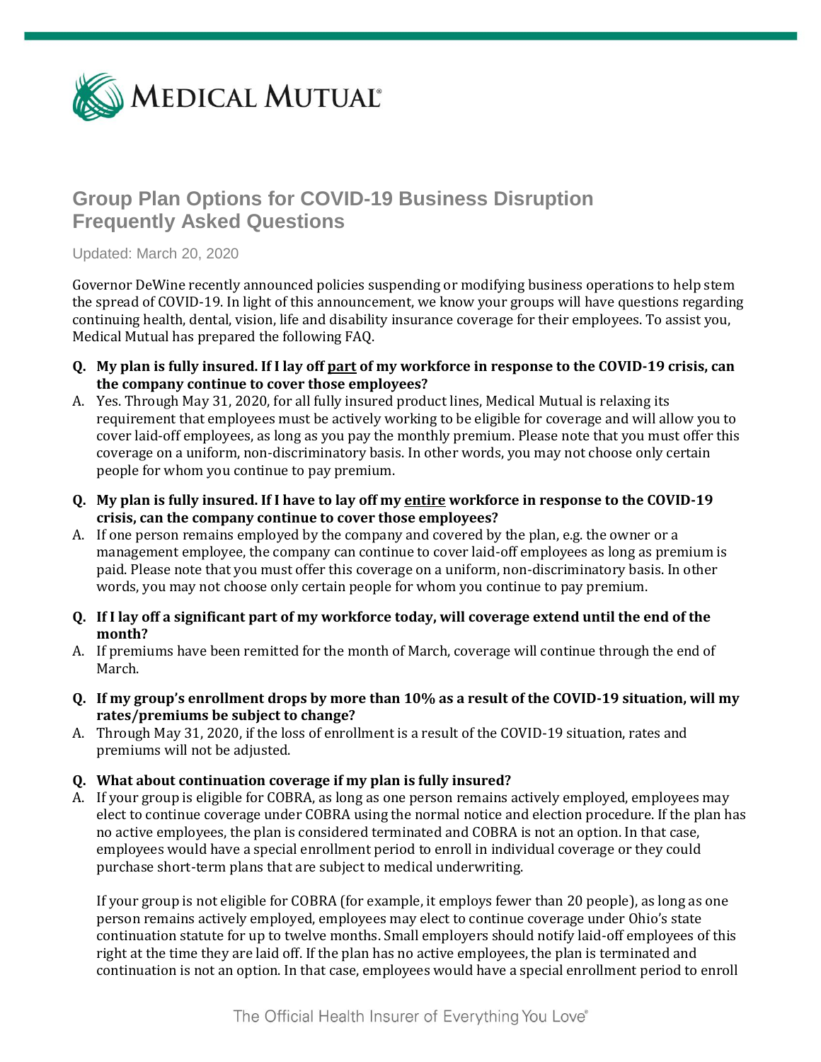MEDICAL MUTUAL

# Group Plan Options for COVID-19 Business Disruption Frequently Asked Questions

Updated: March 20, 2020

Governor DeWine recently announced policies suspending or modifying business operations to help stem the spread of COVID-19. In light of this announcement, we know your groups will have questions regarding continuing health, dental, vision, life and disability insurance coverage for their employees. To assist you, Medical Mutual has prepared the following FAQ.

**Q. My plan is fully insured. If I lay off <u>part</u> of my workforce in response to the COVID-19 crisis, can the company continue to cover those employees?**

A. Yes. Through May 31, 2020, for all fully insured product lines, Medical Mutual is relaxing its requirement that employees must be actively working to be eligible for coverage and will allow you to cover laid-off employees, as long as you pay the monthly premium. Please note that you must offer this coverage on a uniform, non-discriminatory basis. In other words, you may not choose only certain people for whom you continue to pay premium.

**Q. My plan is fully insured. If I have to lay off my <u>entire</u> workforce in response to the COVID-19 crisis, can the company continue to cover those employees?**

A. If one person remains employed by the company and covered by the plan, e.g. the owner or a management employee, the company can continue to cover laid-off employees as long as premium is paid. Please note that you must offer this coverage on a uniform, non-discriminatory basis. In other words, you may not choose only certain people for whom you continue to pay premium.

**Q. If I lay off a significant part of my workforce today, will coverage extend until the end of the month?**

A. If premiums have been remitted for the month of March, coverage will continue through the end of March.

**Q. If my group's enrollment drops by more than 10% as a result of the COVID-19 situation, will my rates/premiums be subject to change?**

A. Through May 31, 2020, if the loss of enrollment is a result of the COVID-19 situation, rates and premiums will not be adjusted.

**Q. What about continuation coverage if my plan is fully insured?**

A. If your group is eligible for COBRA, as long as one person remains actively employed, employees may elect to continue coverage under COBRA using the normal notice and election procedure. If the plan has no active employees, the plan is considered terminated and COBRA is not an option. In that case, employees would have a special enrollment period to enroll in individual coverage or they could purchase short-term plans that are subject to medical underwriting.

If your group is not eligible for COBRA (for example, it employs fewer than 20 people), as long as one person remains actively employed, employees may elect to continue coverage under Ohio's state continuation statute for up to twelve months. Small employers should notify laid-off employees of this right at the time they are laid off. If the plan has no active employees, the plan is terminated and continuation is not an option. In that case, employees would have a special enrollment period to enroll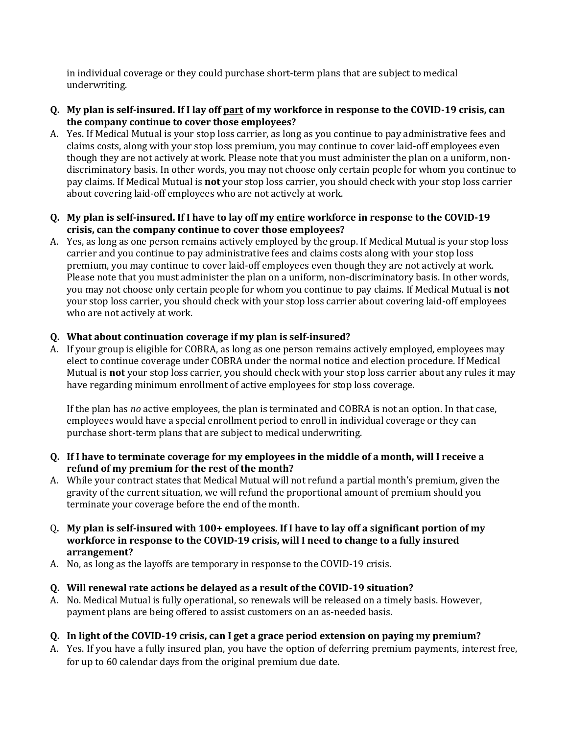in individual coverage or they could purchase short-term plans that are subject to medical underwriting.

**Q. My plan is self-insured. If I lay off <u>part</u> of my workforce in response to the COVID-19 crisis, can the company continue to cover those employees?**

A. Yes. If Medical Mutual is your stop loss carrier, as long as you continue to pay administrative fees and claims costs, along with your stop loss premium, you may continue to cover laid-off employees even though they are not actively at work. Please note that you must administer the plan on a uniform, non-discriminatory basis. In other words, you may not choose only certain people for whom you continue to pay claims. If Medical Mutual is **not** your stop loss carrier, you should check with your stop loss carrier about covering laid-off employees who are not actively at work.

**Q. My plan is self-insured. If I have to lay off my <u>entire</u> workforce in response to the COVID-19 crisis, can the company continue to cover those employees?**

A. Yes, as long as one person remains actively employed by the group. If Medical Mutual is your stop loss carrier and you continue to pay administrative fees and claims costs along with your stop loss premium, you may continue to cover laid-off employees even though they are not actively at work. Please note that you must administer the plan on a uniform, non-discriminatory basis. In other words, you may not choose only certain people for whom you continue to pay claims. If Medical Mutual is **not** your stop loss carrier, you should check with your stop loss carrier about covering laid-off employees who are not actively at work.

**Q. What about continuation coverage if my plan is self-insured?**

A. If your group is eligible for COBRA, as long as one person remains actively employed, employees may elect to continue coverage under COBRA under the normal notice and election procedure. If Medical Mutual is **not** your stop loss carrier, you should check with your stop loss carrier about any rules it may have regarding minimum enrollment of active employees for stop loss coverage.

If the plan has *no* active employees, the plan is terminated and COBRA is not an option. In that case, employees would have a special enrollment period to enroll in individual coverage or they can purchase short-term plans that are subject to medical underwriting.

**Q. If I have to terminate coverage for my employees in the middle of a month, will I receive a refund of my premium for the rest of the month?**

A. While your contract states that Medical Mutual will not refund a partial month's premium, given the gravity of the current situation, we will refund the proportional amount of premium should you terminate your coverage before the end of the month.

**Q. My plan is self-insured with 100+ employees. If I have to lay off a significant portion of my workforce in response to the COVID-19 crisis, will I need to change to a fully insured arrangement?**

A. No, as long as the layoffs are temporary in response to the COVID-19 crisis.

**Q. Will renewal rate actions be delayed as a result of the COVID-19 situation?**

A. No. Medical Mutual is fully operational, so renewals will be released on a timely basis. However, payment plans are being offered to assist customers on an as-needed basis.

**Q. In light of the COVID-19 crisis, can I get a grace period extension on paying my premium?**

A. Yes. If you have a fully insured plan, you have the option of deferring premium payments, interest free, for up to 60 calendar days from the original premium due date.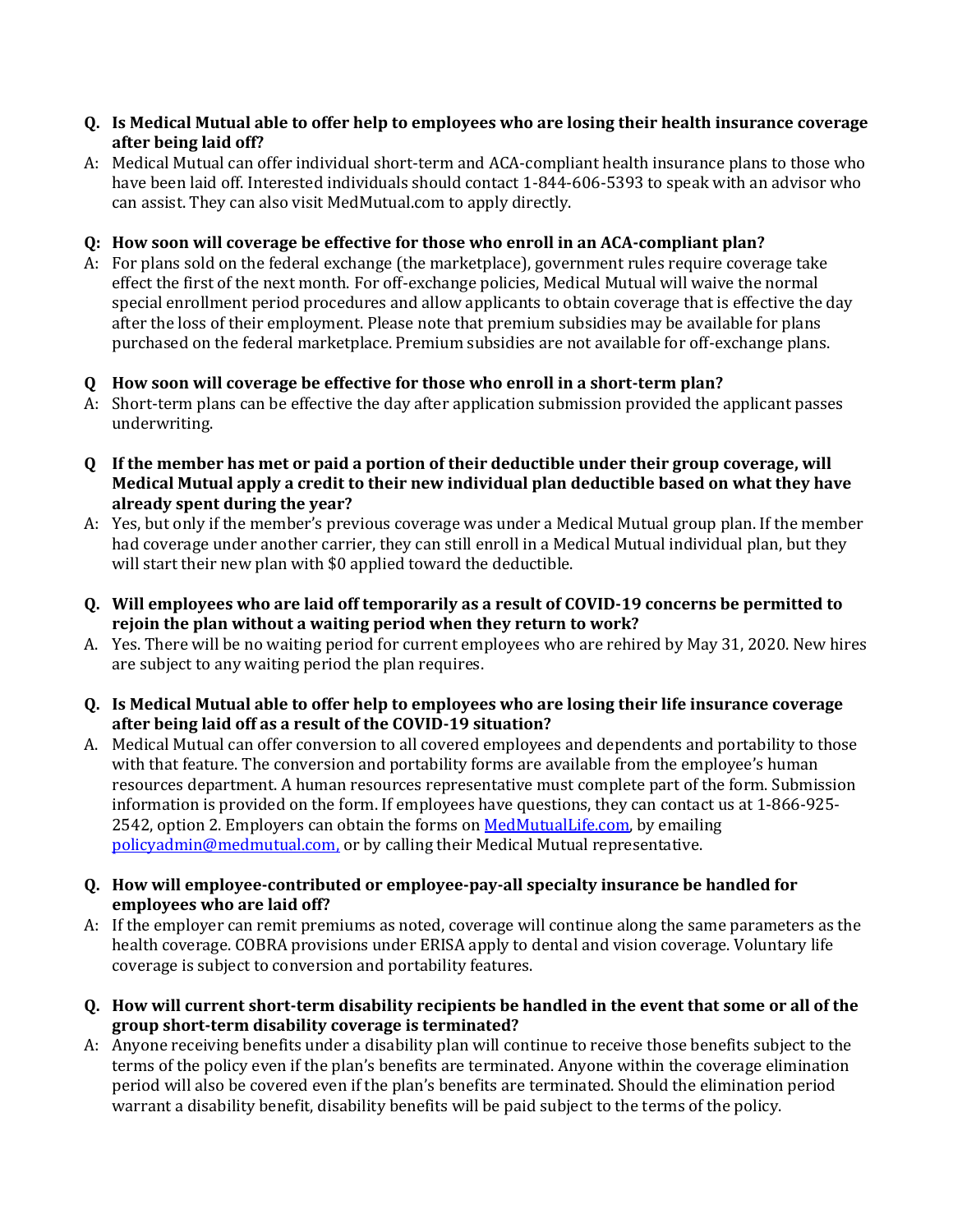**Q. Is Medical Mutual able to offer help to employees who are losing their health insurance coverage after being laid off?**

A: Medical Mutual can offer individual short-term and ACA-compliant health insurance plans to those who have been laid off. Interested individuals should contact 1-844-606-5393 to speak with an advisor who can assist. They can also visit MedMutual.com to apply directly.

**Q: How soon will coverage be effective for those who enroll in an ACA-compliant plan?**

A: For plans sold on the federal exchange (the marketplace), government rules require coverage take effect the first of the next month. For off-exchange policies, Medical Mutual will waive the normal special enrollment period procedures and allow applicants to obtain coverage that is effective the day after the loss of their employment. Please note that premium subsidies may be available for plans purchased on the federal marketplace. Premium subsidies are not available for off-exchange plans.

**Q How soon will coverage be effective for those who enroll in a short-term plan?**

A: Short-term plans can be effective the day after application submission provided the applicant passes underwriting.

**Q If the member has met or paid a portion of their deductible under their group coverage, will Medical Mutual apply a credit to their new individual plan deductible based on what they have already spent during the year?**

A: Yes, but only if the member's previous coverage was under a Medical Mutual group plan. If the member had coverage under another carrier, they can still enroll in a Medical Mutual individual plan, but they will start their new plan with $0 applied toward the deductible.

**Q. Will employees who are laid off temporarily as a result of COVID-19 concerns be permitted to rejoin the plan without a waiting period when they return to work?**

A. Yes. There will be no waiting period for current employees who are rehired by May 31, 2020. New hires are subject to any waiting period the plan requires.

**Q. Is Medical Mutual able to offer help to employees who are losing their life insurance coverage after being laid off as a result of the COVID-19 situation?**

A. Medical Mutual can offer conversion to all covered employees and dependents and portability to those with that feature. The conversion and portability forms are available from the employee's human resources department. A human resources representative must complete part of the form. Submission information is provided on the form. If employees have questions, they can contact us at 1-866-925-2542, option 2. Employers can obtain the forms on [MedMutualLife.com](MedMutualLife.com), by emailing [policyadmin@medmutual.com,](mailto:policyadmin@medmutual.com) or by calling their Medical Mutual representative.

**Q. How will employee-contributed or employee-pay-all specialty insurance be handled for employees who are laid off?**

A: If the employer can remit premiums as noted, coverage will continue along the same parameters as the health coverage. COBRA provisions under ERISA apply to dental and vision coverage. Voluntary life coverage is subject to conversion and portability features.

**Q. How will current short-term disability recipients be handled in the event that some or all of the group short-term disability coverage is terminated?**

A: Anyone receiving benefits under a disability plan will continue to receive those benefits subject to the terms of the policy even if the plan's benefits are terminated. Anyone within the coverage elimination period will also be covered even if the plan's benefits are terminated. Should the elimination period warrant a disability benefit, disability benefits will be paid subject to the terms of the policy.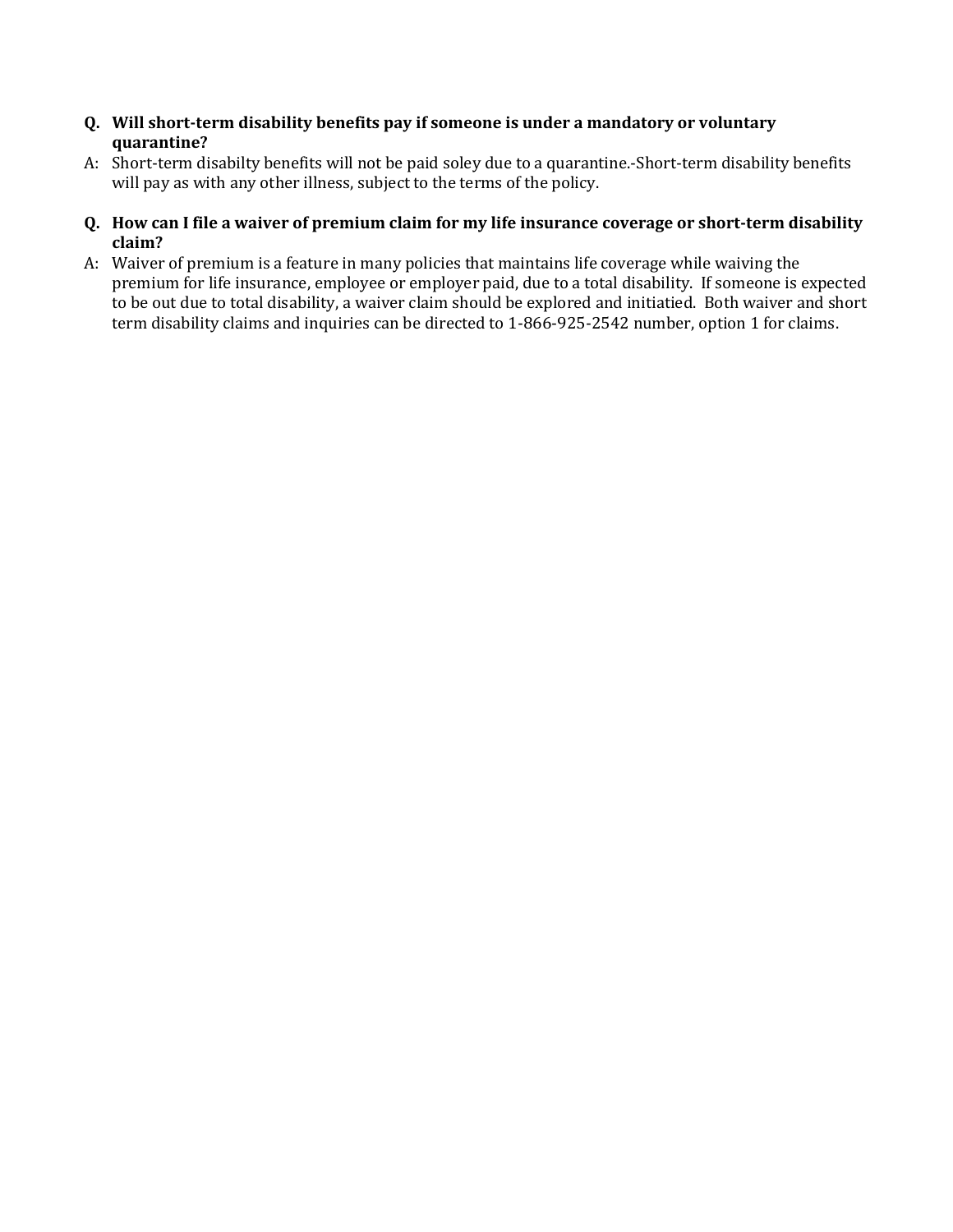**Q. Will short-term disability benefits pay if someone is under a mandatory or voluntary quarantine?**

A: Short-term disabilty benefits will not be paid soley due to a quarantine.-Short-term disability benefits will pay as with any other illness, subject to the terms of the policy.

**Q. How can I file a waiver of premium claim for my life insurance coverage or short-term disability claim?**

A: Waiver of premium is a feature in many policies that maintains life coverage while waiving the premium for life insurance, employee or employer paid, due to a total disability. If someone is expected to be out due to total disability, a waiver claim should be explored and initiatied. Both waiver and short term disability claims and inquiries can be directed to 1-866-925-2542 number, option 1 for claims.